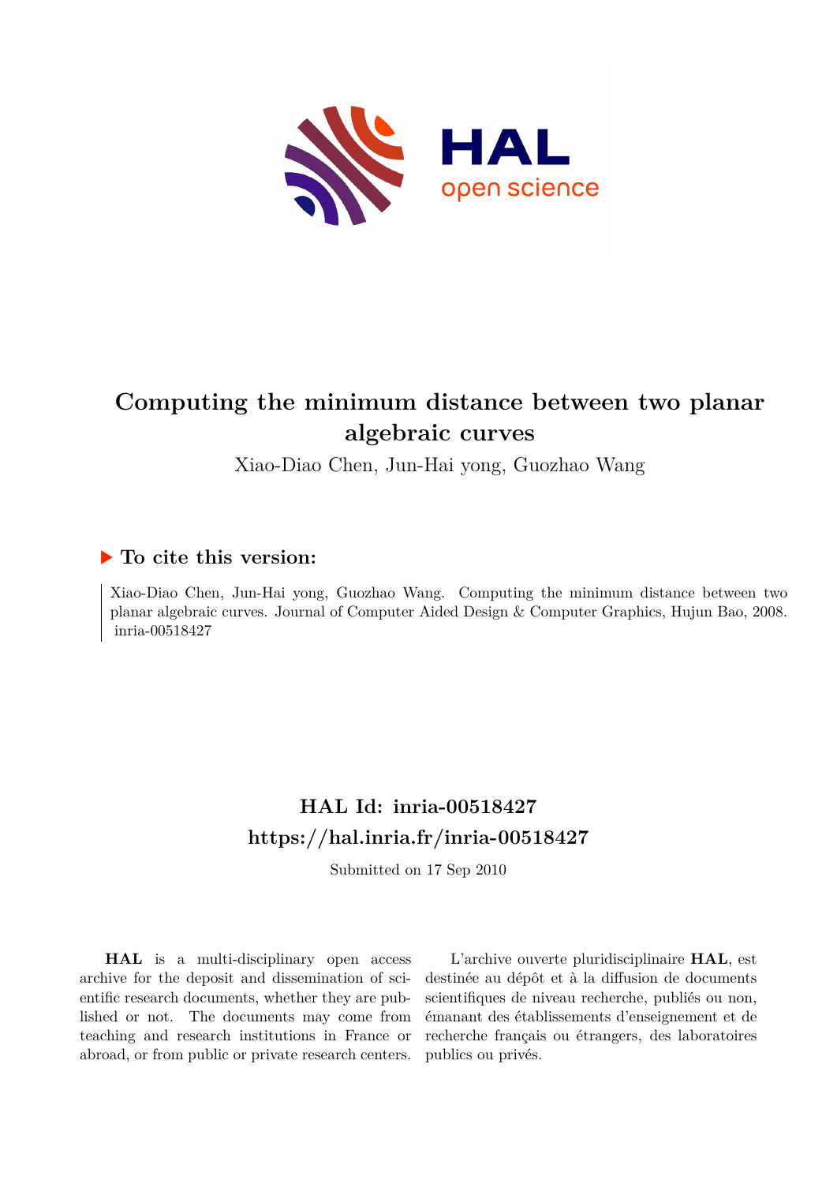# Computing the minimum distance between two planar algebraic curves

Xiao-Diao Chen, Jun-Hai yong, Guozhao Wang

## ▶ To cite this version:

Xiao-Diao Chen, Jun-Hai yong, Guozhao Wang. Computing the minimum distance between two planar algebraic curves. Journal of Computer Aided Design & Computer Graphics, Hujun Bao, 2008. inria-00518427

## HAL Id: inria-00518427
## https://hal.inria.fr/inria-00518427

Submitted on 17 Sep 2010

**HAL** is a multi-disciplinary open access archive for the deposit and dissemination of scientific research documents, whether they are published or not. The documents may come from teaching and research institutions in France or abroad, or from public or private research centers.

L'archive ouverte pluridisciplinaire **HAL**, est destinée au dépôt et à la diffusion de documents scientifiques de niveau recherche, publiés ou non, émanant des établissements d'enseignement et de recherche français ou étrangers, des laboratoires publics ou privés.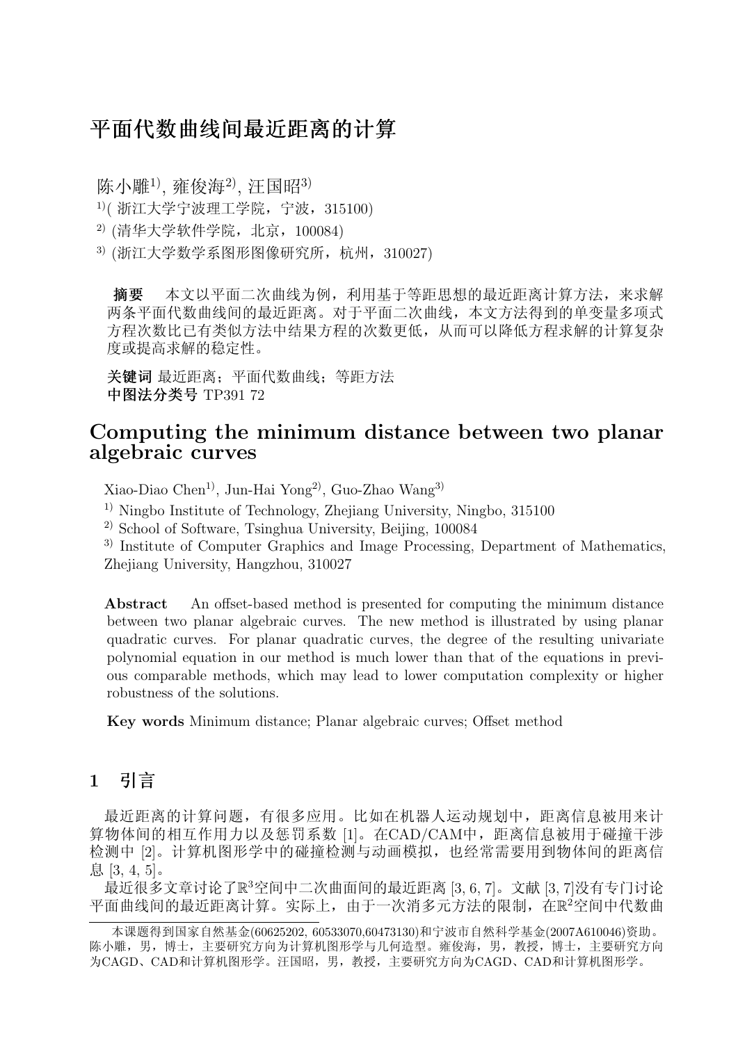# 平面代数曲线间最近距离的计算

陈小雕[1)], 雍俊海[2)], 汪国昭[3)]

[1)]( 浙江大学宁波理工学院，宁波，315100)

[2)] (清华大学软件学院，北京，100084)

[3)] (浙江大学数学系图形图像研究所，杭州，310027)

**摘要**　本文以平面二次曲线为例，利用基于等距思想的最近距离计算方法，来求解两条平面代数曲线间的最近距离。对于平面二次曲线，本文方法得到的单变量多项式方程次数比已有类似方法中结果方程的次数更低，从而可以降低方程求解的计算复杂度或提高求解的稳定性。

**关键词** 最近距离；平面代数曲线；等距方法

**中图法分类号** TP391 72

# Computing the minimum distance between two planar algebraic curves

Xiao-Diao Chen[1)], Jun-Hai Yong[2)], Guo-Zhao Wang[3)]

[1)] Ningbo Institute of Technology, Zhejiang University, Ningbo, 315100

[2)] School of Software, Tsinghua University, Beijing, 100084

[3)] Institute of Computer Graphics and Image Processing, Department of Mathematics, Zhejiang University, Hangzhou, 310027

**Abstract**　An offset-based method is presented for computing the minimum distance between two planar algebraic curves. The new method is illustrated by using planar quadratic curves. For planar quadratic curves, the degree of the resulting univariate polynomial equation in our method is much lower than that of the equations in previous comparable methods, which may lead to lower computation complexity or higher robustness of the solutions.

**Key words** Minimum distance; Planar algebraic curves; Offset method

## 1　引言

最近距离的计算问题，有很多应用。比如在机器人运动规划中，距离信息被用来计算物体间的相互作用力以及惩罚系数 [1]。在CAD/CAM中，距离信息被用于碰撞干涉检测中 [2]。计算机图形学中的碰撞检测与动画模拟，也经常需要用到物体间的距离信息 [3, 4, 5]。

最近很多文章讨论了$\mathbb{R}^3$空间中二次曲面间的最近距离 [3, 6, 7]。文献 [3, 7]没有专门讨论平面曲线间的最近距离计算。实际上，由于一次消多元方法的限制，在$\mathbb{R}^2$空间中代数曲

本课题得到国家自然基金(60625202, 60533070,60473130)和宁波市自然科学基金(2007A610046)资助。陈小雕，男，博士，主要研究方向为计算机图形学与几何造型。雍俊海，男，教授，博士，主要研究方向为CAGD、CAD和计算机图形学。汪国昭，男，教授，主要研究方向为CAGD、CAD和计算机图形学。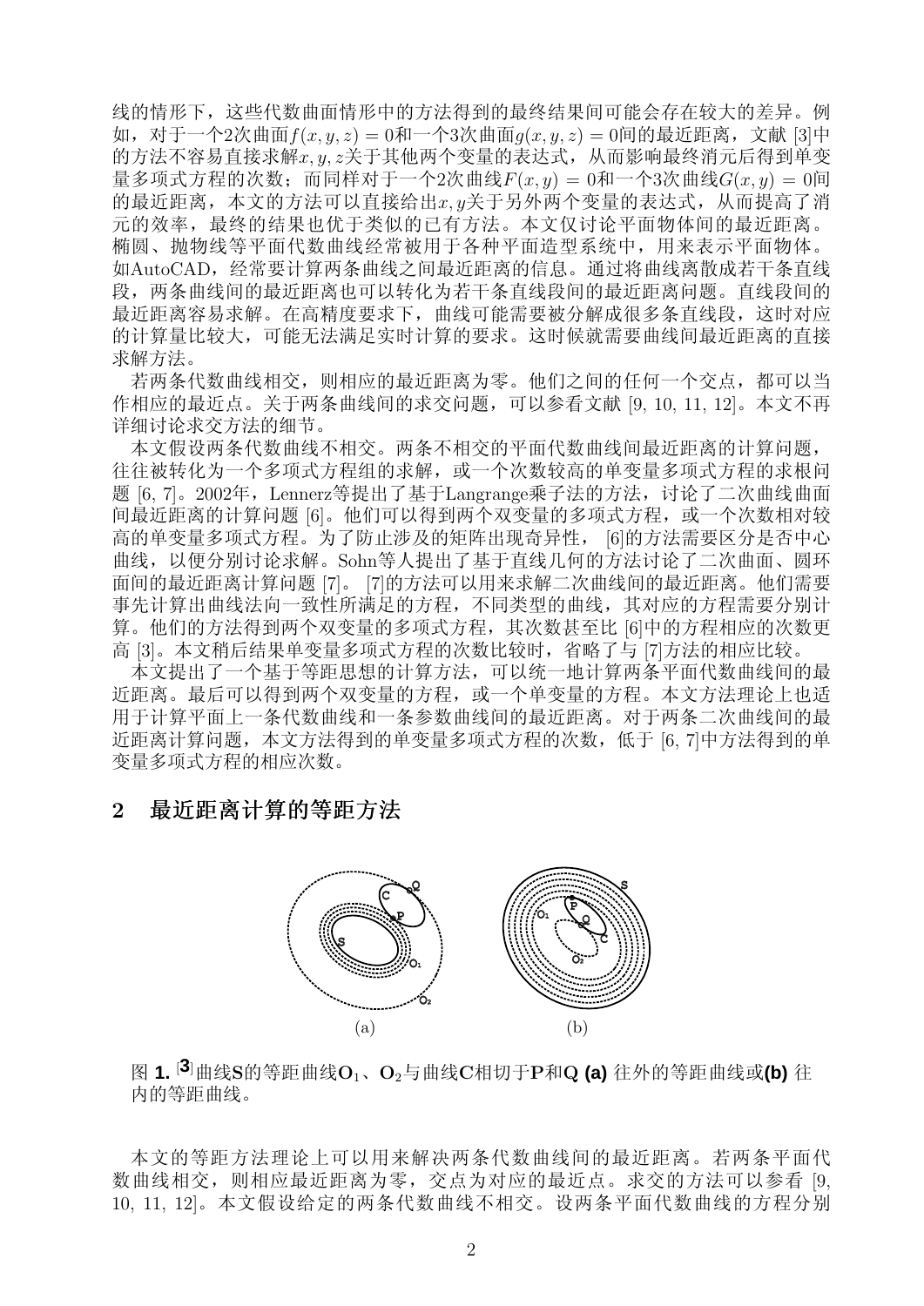线的情形下，这些代数曲面情形中的方法得到的最终结果间可能会存在较大的差异。例如，对于一个2次曲面$f(x, y, z) = 0$和一个3次曲面$g(x, y, z) = 0$间的最近距离，文献 [3]中的方法不容易直接求解$x, y, z$关于其他两个变量的表达式，从而影响最终消元后得到单变量多项式方程的次数；而同样对于一个2次曲线$F(x, y) = 0$和一个3次曲线$G(x, y) = 0$间的最近距离，本文的方法可以直接给出$x, y$关于另外两个变量的表达式，从而提高了消元的效率，最终的结果也优于类似的已有方法。本文仅讨论平面物体间的最近距离。椭圆、抛物线等平面代数曲线经常被用于各种平面造型系统中，用来表示平面物体。如AutoCAD，经常要计算两条曲线之间最近距离的信息。通过将曲线离散成若干条直线段，两条曲线间的最近距离也可以转化为若干条直线段间的最近距离问题。直线段间的最近距离容易求解。在高精度要求下，曲线可能需要被分解成很多条直线段，这时对应的计算量比较大，可能无法满足实时计算的要求。这时候就需要曲线间最近距离的直接求解方法。

若两条代数曲线相交，则相应的最近距离为零。他们之间的任何一个交点，都可以当作相应的最近点。关于两条曲线间的求交问题，可以参看文献 [9, 10, 11, 12]。本文不再详细讨论求交方法的细节。

本文假设两条代数曲线不相交。两条不相交的平面代数曲线间最近距离的计算问题，往往被转化为一个多项式方程组的求解，或一个次数较高的单变量多项式方程的求根问题 [6, 7]。2002年，Lennerz等提出了基于Langrange乘子法的方法，讨论了二次曲线曲面间最近距离的计算问题 [6]。他们可以得到两个双变量的多项式方程，或一个次数相对较高的单变量多项式方程。为了防止涉及的矩阵出现奇异性， [6]的方法需要区分是否中心曲线，以便分别讨论求解。Sohn等人提出了基于直线几何的方法讨论了二次曲面、圆环面间的最近距离计算问题 [7]。 [7]的方法可以用来求解二次曲线间的最近距离。他们需要事先计算出曲线法向一致性所满足的方程，不同类型的曲线，其对应的方程需要分别计算。他们的方法得到两个双变量的多项式方程，其次数甚至比 [6]中的方程相应的次数更高 [3]。本文稍后结果单变量多项式方程的次数比较时，省略了与 [7]方法的相应比较。

本文提出了一个基于等距思想的计算方法，可以统一地计算两条平面代数曲线间的最近距离。最后可以得到两个双变量的方程，或一个单变量的方程。本文方法理论上也适用于计算平面上一条代数曲线和一条参数曲线间的最近距离。对于两条二次曲线间的最近距离计算问题，本文方法得到的单变量多项式方程的次数，低于 [6, 7]中方法得到的单变量多项式方程的相应次数。

## 2 最近距离计算的等距方法

图 **1.** [3]曲线**S**的等距曲线$\mathbf{O}_1$、$\mathbf{O}_2$与曲线**C**相切于**P**和**Q** **(a)** 往外的等距曲线或**(b)** 往内的等距曲线。

本文的等距方法理论上可以用来解决两条代数曲线间的最近距离。若两条平面代数曲线相交，则相应最近距离为零，交点为对应的最近点。求交的方法可以参看 [9, 10, 11, 12]。本文假设给定的两条代数曲线不相交。设两条平面代数曲线的方程分别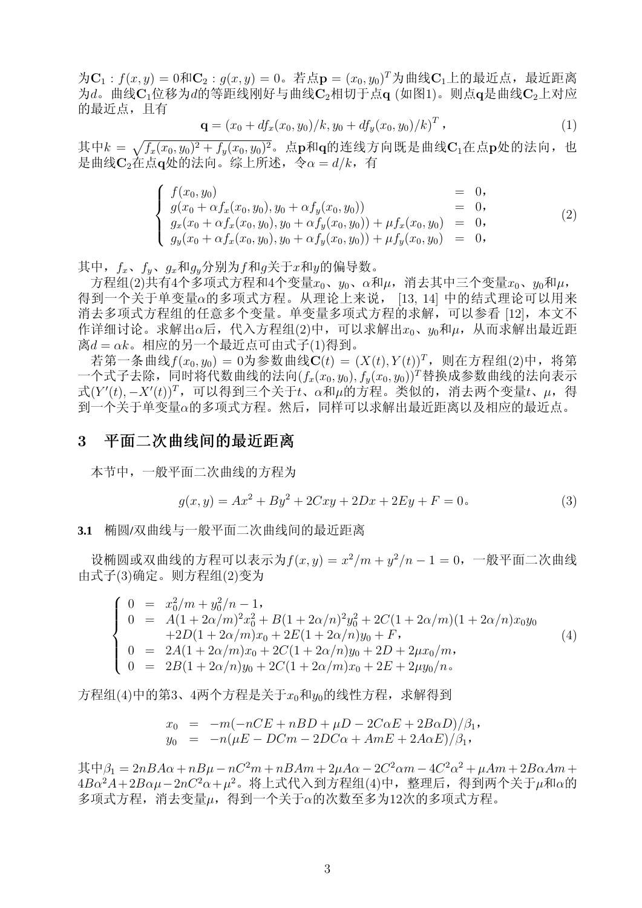为$\mathbf{C}_1 : f(x, y) = 0$和$\mathbf{C}_2 : g(x, y) = 0$。若点$\mathbf{p} = (x_0, y_0)^T$为曲线$\mathbf{C}_1$上的最近点，最近距离为$d$。曲线$\mathbf{C}_1$位移为$d$的等距线刚好与曲线$\mathbf{C}_2$相切于点$\mathbf{q}$ (如图1)。则点$\mathbf{q}$是曲线$\mathbf{C}_2$上对应的最近点，且有

$$\mathbf{q} = (x_0 + df_x(x_0, y_0)/k, y_0 + df_y(x_0, y_0)/k)^T, \tag{1}$$

其中$k = \sqrt{f_x(x_0, y_0)^2 + f_y(x_0, y_0)^2}$。点$\mathbf{p}$和$\mathbf{q}$的连线方向既是曲线$\mathbf{C}_1$在点$\mathbf{p}$处的法向，也是曲线$\mathbf{C}_2$在点$\mathbf{q}$处的法向。综上所述，令$\alpha = d/k$，有

$$\left\{\begin{array}{lcl} f(x_0, y_0) & = & 0, \\ g(x_0 + \alpha f_x(x_0, y_0), y_0 + \alpha f_y(x_0, y_0)) & = & 0, \\ g_x(x_0 + \alpha f_x(x_0, y_0), y_0 + \alpha f_y(x_0, y_0)) + \mu f_x(x_0, y_0) & = & 0, \\ g_y(x_0 + \alpha f_x(x_0, y_0), y_0 + \alpha f_y(x_0, y_0)) + \mu f_y(x_0, y_0) & = & 0, \end{array}\right. \tag{2}$$

其中，$f_x$、$f_y$、$g_x$和$g_y$分别为$f$和$g$关于$x$和$y$的偏导数。

方程组(2)共有4个多项式方程和4个变量$x_0$、$y_0$、$\alpha$和$\mu$，消去其中三个变量$x_0$、$y_0$和$\mu$，得到一个关于单变量$\alpha$的多项式方程。从理论上来说， [13, 14] 中的结式理论可以用来消去多项式方程组的任意多个变量。单变量多项式方程的求解，可以参看 [12]，本文不作详细讨论。求解出$\alpha$后，代入方程组(2)中，可以求解出$x_0$、$y_0$和$\mu$，从而求解出最近距离$d = \alpha k$。相应的另一个最近点可由式子(1)得到。

若第一条曲线$f(x_0, y_0) = 0$为参数曲线$\mathbf{C}(t) = (X(t), Y(t))^T$，则在方程组(2)中，将第一个式子去除，同时将代数曲线的法向$(f_x(x_0, y_0), f_y(x_0, y_0))^T$替换成参数曲线的法向表示式$(Y'(t), -X'(t))^T$，可以得到三个关于$t$、$\alpha$和$\mu$的方程。类似的，消去两个变量$t$、$\mu$，得到一个关于单变量$\alpha$的多项式方程。然后，同样可以求解出最近距离以及相应的最近点。

## 3 平面二次曲线间的最近距离

本节中，一般平面二次曲线的方程为

$$g(x, y) = Ax^2 + By^2 + 2Cxy + 2Dx + 2Ey + F = 0。 \tag{3}$$

### 3.1 椭圆/双曲线与一般平面二次曲线间的最近距离

设椭圆或双曲线的方程可以表示为$f(x, y) = x^2/m + y^2/n - 1 = 0$，一般平面二次曲线由式子(3)确定。则方程组(2)变为

$$\left\{\begin{array}{lcl} 0 & = & x_0^2/m + y_0^2/n - 1, \\ 0 & = & A(1 + 2\alpha/m)^2 x_0^2 + B(1 + 2\alpha/n)^2 y_0^2 + 2C(1 + 2\alpha/m)(1 + 2\alpha/n)x_0 y_0 \\ & & +2D(1 + 2\alpha/m)x_0 + 2E(1 + 2\alpha/n)y_0 + F, \\ 0 & = & 2A(1 + 2\alpha/m)x_0 + 2C(1 + 2\alpha/n)y_0 + 2D + 2\mu x_0/m, \\ 0 & = & 2B(1 + 2\alpha/n)y_0 + 2C(1 + 2\alpha/m)x_0 + 2E + 2\mu y_0/n。 \end{array}\right. \tag{4}$$

方程组(4)中的第3、4两个方程是关于$x_0$和$y_0$的线性方程，求解得到

$$\begin{array}{lcl} x_0 & = & -m(-nCE + nBD + \mu D - 2C\alpha E + 2B\alpha D)/\beta_1, \\ y_0 & = & -n(\mu E - DCm - 2DC\alpha + AmE + 2A\alpha E)/\beta_1, \end{array}$$

其中$\beta_1 = 2nBA\alpha + nB\mu - nC^2 m + nBAm + 2\mu A\alpha - 2C^2\alpha m - 4C^2\alpha^2 + \mu Am + 2B\alpha Am + 4B\alpha^2 A + 2B\alpha\mu - 2nC^2\alpha + \mu^2$。将上式代入到方程组(4)中，整理后，得到两个关于$\mu$和$\alpha$的多项式方程，消去变量$\mu$，得到一个关于$\alpha$的次数至多为12次的多项式方程。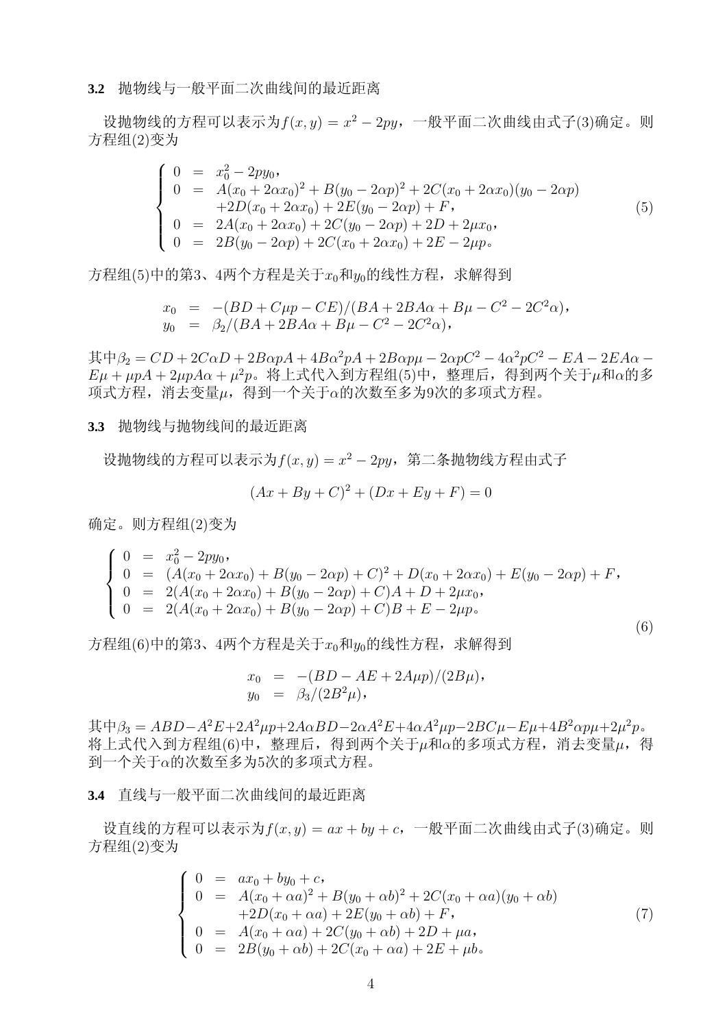### 3.2 抛物线与一般平面二次曲线间的最近距离

设抛物线的方程可以表示为$f(x,y)=x^2-2py$，一般平面二次曲线由式子(3)确定。则方程组(2)变为

$$
\left\{
\begin{array}{rcl}
0 &=& x_0^2-2py_0, \\
0 &=& A(x_0+2\alpha x_0)^2+B(y_0-2\alpha p)^2+2C(x_0+2\alpha x_0)(y_0-2\alpha p) \\
 & & +2D(x_0+2\alpha x_0)+2E(y_0-2\alpha p)+F, \\
0 &=& 2A(x_0+2\alpha x_0)+2C(y_0-2\alpha p)+2D+2\mu x_0, \\
0 &=& 2B(y_0-2\alpha p)+2C(x_0+2\alpha x_0)+2E-2\mu p。
\end{array}
\right. \tag{5}
$$

方程组(5)中的第3、4两个方程是关于$x_0$和$y_0$的线性方程，求解得到

$$
\begin{array}{rcl}
x_0 &=& -(BD+C\mu p-CE)/(BA+2BA\alpha+B\mu-C^2-2C^2\alpha), \\
y_0 &=& \beta_2/(BA+2BA\alpha+B\mu-C^2-2C^2\alpha),
\end{array}
$$

其中$\beta_2=CD+2C\alpha D+2B\alpha pA+4B\alpha^2pA+2B\alpha p\mu-2\alpha pC^2-4\alpha^2pC^2-EA-2EA\alpha-E\mu+\mu pA+2\mu pA\alpha+\mu^2p$。将上式代入到方程组(5)中，整理后，得到两个关于$\mu$和$\alpha$的多项式方程，消去变量$\mu$，得到一个关于$\alpha$的次数至多为9次的多项式方程。

### 3.3 抛物线与抛物线间的最近距离

设抛物线的方程可以表示为$f(x,y)=x^2-2py$，第二条抛物线方程由式子

$$(Ax+By+C)^2+(Dx+Ey+F)=0$$

确定。则方程组(2)变为

$$
\left\{
\begin{array}{rcl}
0 &=& x_0^2-2py_0, \\
0 &=& (A(x_0+2\alpha x_0)+B(y_0-2\alpha p)+C)^2+D(x_0+2\alpha x_0)+E(y_0-2\alpha p)+F, \\
0 &=& 2(A(x_0+2\alpha x_0)+B(y_0-2\alpha p)+C)A+D+2\mu x_0, \\
0 &=& 2(A(x_0+2\alpha x_0)+B(y_0-2\alpha p)+C)B+E-2\mu p。
\end{array}
\right. \tag{6}
$$

方程组(6)中的第3、4两个方程是关于$x_0$和$y_0$的线性方程，求解得到

$$
\begin{array}{rcl}
x_0 &=& -(BD-AE+2A\mu p)/(2B\mu), \\
y_0 &=& \beta_3/(2B^2\mu),
\end{array}
$$

其中$\beta_3=ABD-A^2E+2A^2\mu p+2A\alpha BD-2\alpha A^2E+4\alpha A^2\mu p-2BC\mu-E\mu+4B^2\alpha p\mu+2\mu^2p$。将上式代入到方程组(6)中，整理后，得到两个关于$\mu$和$\alpha$的多项式方程，消去变量$\mu$，得到一个关于$\alpha$的次数至多为5次的多项式方程。

### 3.4 直线与一般平面二次曲线间的最近距离

设直线的方程可以表示为$f(x,y)=ax+by+c$，一般平面二次曲线由式子(3)确定。则方程组(2)变为

$$
\left\{
\begin{array}{rcl}
0 &=& ax_0+by_0+c, \\
0 &=& A(x_0+\alpha a)^2+B(y_0+\alpha b)^2+2C(x_0+\alpha a)(y_0+\alpha b) \\
 & & +2D(x_0+\alpha a)+2E(y_0+\alpha b)+F, \\
0 &=& A(x_0+\alpha a)+2C(y_0+\alpha b)+2D+\mu a, \\
0 &=& 2B(y_0+\alpha b)+2C(x_0+\alpha a)+2E+\mu b。
\end{array}
\right. \tag{7}
$$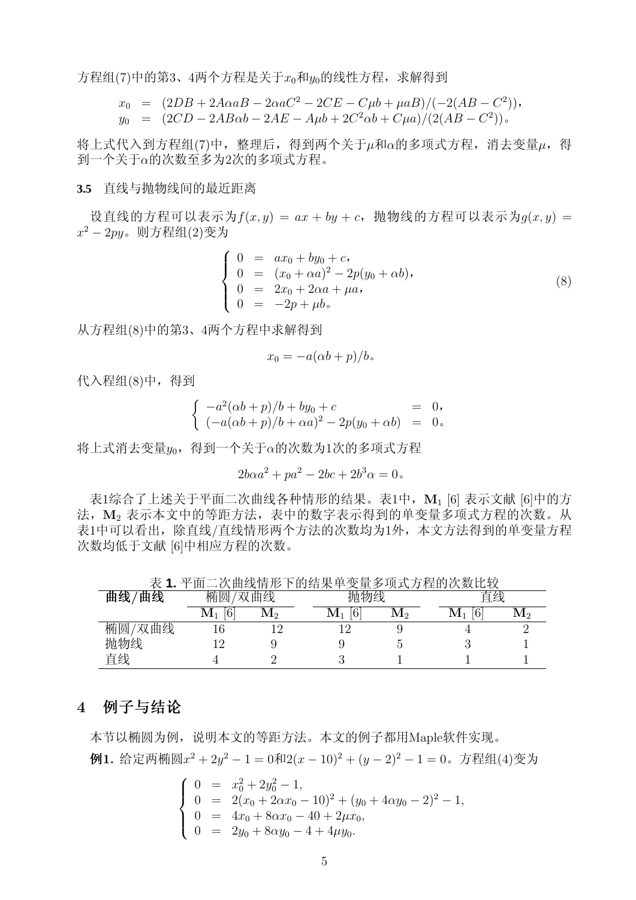方程组(7)中的第3、4两个方程是关于$x_0$和$y_0$的线性方程，求解得到

$$
\begin{aligned}
x_0 &= (2DB + 2A\alpha aB - 2\alpha aC^2 - 2CE - C\mu b + \mu aB)/(-2(AB - C^2)), \\
y_0 &= (2CD - 2AB\alpha b - 2AE - A\mu b + 2C^2\alpha b + C\mu a)/(2(AB - C^2))。
\end{aligned}
$$

将上式代入到方程组(7)中，整理后，得到两个关于$\mu$和$\alpha$的多项式方程，消去变量$\mu$，得到一个关于$\alpha$的次数至多为2次的多项式方程。

### 3.5 直线与抛物线间的最近距离

设直线的方程可以表示为$f(x, y) = ax + by + c$，抛物线的方程可以表示为$g(x, y) = x^2 - 2py$。则方程组(2)变为

$$
\left\{
\begin{aligned}
0 &= ax_0 + by_0 + c, \\
0 &= (x_0 + \alpha a)^2 - 2p(y_0 + \alpha b), \\
0 &= 2x_0 + 2\alpha a + \mu a, \\
0 &= -2p + \mu b。
\end{aligned}
\right.
\tag{8}
$$

从方程组(8)中的第3、4两个方程中求解得到

$$x_0 = -a(\alpha b + p)/b。$$

代入程组(8)中，得到

$$
\left\{
\begin{aligned}
-a^2(\alpha b + p)/b + by_0 + c &= 0, \\
(-a(\alpha b + p)/b + \alpha a)^2 - 2p(y_0 + \alpha b) &= 0。
\end{aligned}
\right.
$$

将上式消去变量$y_0$，得到一个关于$\alpha$的次数为1次的多项式方程

$$2b\alpha a^2 + pa^2 - 2bc + 2b^3\alpha = 0。$$

表1综合了上述关于平面二次曲线各种情形的结果。表1中，$\mathbf{M}_1$ [6] 表示文献 [6]中的方法，$\mathbf{M}_2$ 表示本文中的等距方法，表中的数字表示得到的单变量多项式方程的次数。从表1中可以看出，除直线/直线情形两个方法的次数均为1外，本文方法得到的单变量方程次数均低于文献 [6]中相应方程的次数。

表 **1.** 平面二次曲线情形下的结果单变量多项式方程的次数比较

| **曲线/曲线** | 椭圆/双曲线 | | 抛物线 | | 直线 | |
|---|---|---|---|---|---|---|
| | $\mathbf{M}_1$ [6] | $\mathbf{M}_2$ | $\mathbf{M}_1$ [6] | $\mathbf{M}_2$ | $\mathbf{M}_1$ [6] | $\mathbf{M}_2$ |
| 椭圆/双曲线 | 16 | 12 | 12 | 9 | 4 | 2 |
| 抛物线 | 12 | 9 | 9 | 5 | 3 | 1 |
| 直线 | 4 | 2 | 3 | 1 | 1 | 1 |

## 4 例子与结论

本节以椭圆为例，说明本文的等距方法。本文的例子都用Maple软件实现。

**例1.** 给定两椭圆$x^2 + 2y^2 - 1 = 0$和$2(x - 10)^2 + (y - 2)^2 - 1 = 0$。方程组(4)变为

$$
\left\{
\begin{aligned}
0 &= x_0^2 + 2y_0^2 - 1, \\
0 &= 2(x_0 + 2\alpha x_0 - 10)^2 + (y_0 + 4\alpha y_0 - 2)^2 - 1, \\
0 &= 4x_0 + 8\alpha x_0 - 40 + 2\mu x_0, \\
0 &= 2y_0 + 8\alpha y_0 - 4 + 4\mu y_0.
\end{aligned}
\right.
$$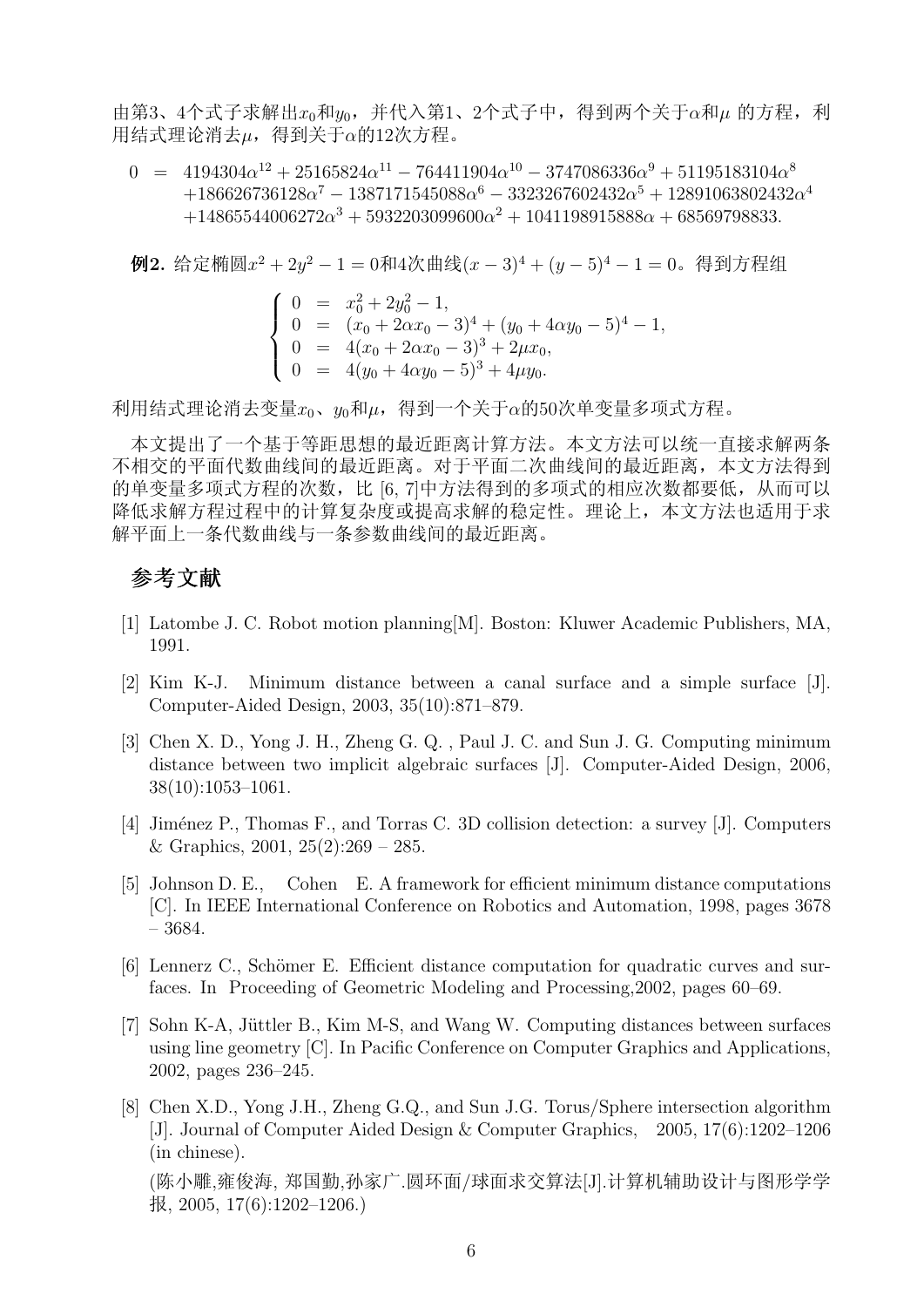由第3、4个式子求解出$x_0$和$y_0$，并代入第1、2个式子中，得到两个关于$\alpha$和$\mu$ 的方程，利用结式理论消去$\mu$，得到关于$\alpha$的12次方程。

$$
\begin{aligned}
0 \;=\;& 4194304\alpha^{12} + 25165824\alpha^{11} - 764411904\alpha^{10} - 3747086336\alpha^{9} + 51195183104\alpha^{8} \\
& + 186626736128\alpha^{7} - 1387171545088\alpha^{6} - 3323267602432\alpha^{5} + 12891063802432\alpha^{4} \\
& + 14865544006272\alpha^{3} + 5932203099600\alpha^{2} + 1041198915888\alpha + 68569798833.
\end{aligned}
$$

**例2.** 给定椭圆$x^2 + 2y^2 - 1 = 0$和4次曲线$(x-3)^4 + (y-5)^4 - 1 = 0$。得到方程组

$$
\begin{cases}
0 = x_0^2 + 2y_0^2 - 1, \\
0 = (x_0 + 2\alpha x_0 - 3)^4 + (y_0 + 4\alpha y_0 - 5)^4 - 1, \\
0 = 4(x_0 + 2\alpha x_0 - 3)^3 + 2\mu x_0, \\
0 = 4(y_0 + 4\alpha y_0 - 5)^3 + 4\mu y_0.
\end{cases}
$$

利用结式理论消去变量$x_0$、$y_0$和$\mu$，得到一个关于$\alpha$的50次单变量多项式方程。

本文提出了一个基于等距思想的最近距离计算方法。本文方法可以统一直接求解两条不相交的平面代数曲线间的最近距离。对于平面二次曲线间的最近距离，本文方法得到的单变量多项式方程的次数，比 [6, 7]中方法得到的多项式的相应次数都要低，从而可以降低求解方程过程中的计算复杂度或提高求解的稳定性。理论上，本文方法也适用于求解平面上一条代数曲线与一条参数曲线间的最近距离。

## 参考文献

[1] Latombe J. C. Robot motion planning[M]. Boston: Kluwer Academic Publishers, MA, 1991.

[2] Kim K-J. Minimum distance between a canal surface and a simple surface [J]. Computer-Aided Design, 2003, 35(10):871–879.

[3] Chen X. D., Yong J. H., Zheng G. Q. , Paul J. C. and Sun J. G. Computing minimum distance between two implicit algebraic surfaces [J]. Computer-Aided Design, 2006, 38(10):1053–1061.

[4] Jiménez P., Thomas F., and Torras C. 3D collision detection: a survey [J]. Computers & Graphics, 2001, 25(2):269 – 285.

[5] Johnson D. E., Cohen E. A framework for efficient minimum distance computations [C]. In IEEE International Conference on Robotics and Automation, 1998, pages 3678 – 3684.

[6] Lennerz C., Schömer E. Efficient distance computation for quadratic curves and surfaces. In Proceeding of Geometric Modeling and Processing,2002, pages 60–69.

[7] Sohn K-A, Jüttler B., Kim M-S, and Wang W. Computing distances between surfaces using line geometry [C]. In Pacific Conference on Computer Graphics and Applications, 2002, pages 236–245.

[8] Chen X.D., Yong J.H., Zheng G.Q., and Sun J.G. Torus/Sphere intersection algorithm [J]. Journal of Computer Aided Design & Computer Graphics, 2005, 17(6):1202–1206 (in chinese).
(陈小雕,雍俊海, 郑国勤,孙家广.圆环面/球面求交算法[J].计算机辅助设计与图形学学报, 2005, 17(6):1202–1206.)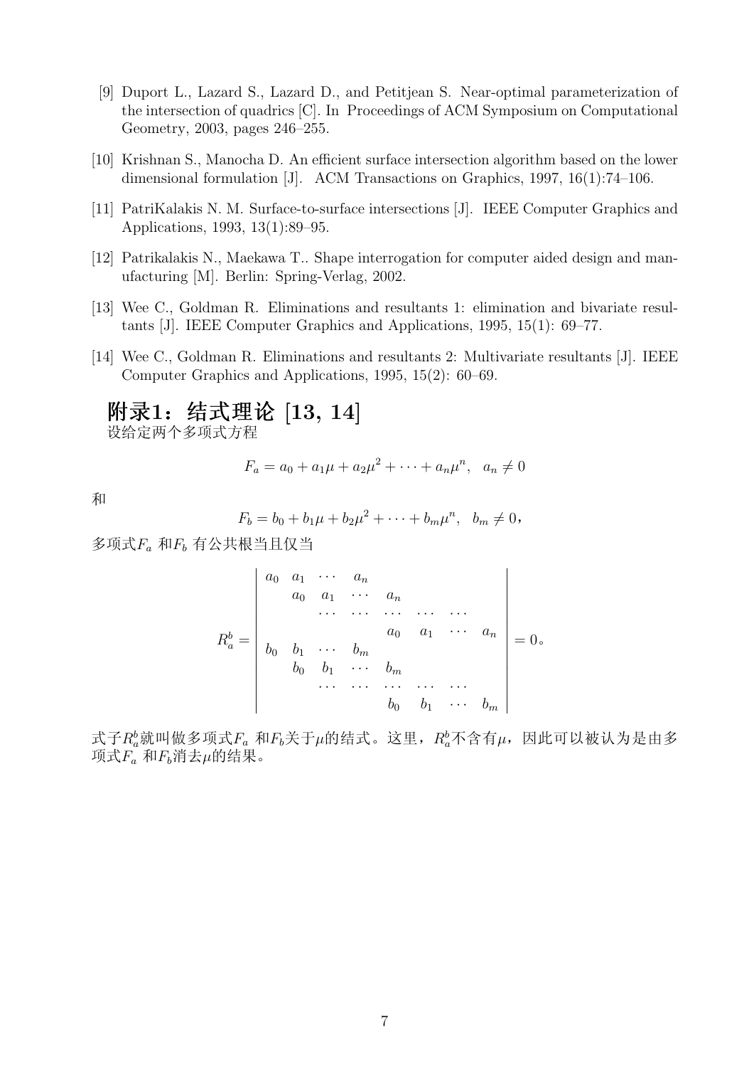[9] Duport L., Lazard S., Lazard D., and Petitjean S. Near-optimal parameterization of the intersection of quadrics [C]. In Proceedings of ACM Symposium on Computational Geometry, 2003, pages 246–255.

[10] Krishnan S., Manocha D. An efficient surface intersection algorithm based on the lower dimensional formulation [J]. ACM Transactions on Graphics, 1997, 16(1):74–106.

[11] PatriKalakis N. M. Surface-to-surface intersections [J]. IEEE Computer Graphics and Applications, 1993, 13(1):89–95.

[12] Patrikalakis N., Maekawa T.. Shape interrogation for computer aided design and manufacturing [M]. Berlin: Spring-Verlag, 2002.

[13] Wee C., Goldman R. Eliminations and resultants 1: elimination and bivariate resultants [J]. IEEE Computer Graphics and Applications, 1995, 15(1): 69–77.

[14] Wee C., Goldman R. Eliminations and resultants 2: Multivariate resultants [J]. IEEE Computer Graphics and Applications, 1995, 15(2): 60–69.

## 附录1：结式理论 [13, 14]

设给定两个多项式方程

$$F_a = a_0 + a_1\mu + a_2\mu^2 + \cdots + a_n\mu^n, \quad a_n \neq 0$$

和

$$F_b = b_0 + b_1\mu + b_2\mu^2 + \cdots + b_m\mu^n, \quad b_m \neq 0,$$

多项式$F_a$ 和$F_b$ 有公共根当且仅当

$$R_a^b = \begin{vmatrix} a_0 & a_1 & \cdots & a_n & & & & \\ & a_0 & a_1 & \cdots & a_n & & & \\ & & \cdots & \cdots & \cdots & \cdots & \cdots & \\ & & & & a_0 & a_1 & \cdots & a_n \\ b_0 & b_1 & \cdots & b_m & & & & \\ & b_0 & b_1 & \cdots & b_m & & & \\ & & \cdots & \cdots & \cdots & \cdots & \cdots & \\ & & & & b_0 & b_1 & \cdots & b_m \end{vmatrix} = 0。$$

式子$R_a^b$就叫做多项式$F_a$ 和$F_b$关于$\mu$的结式。这里，$R_a^b$不含有$\mu$，因此可以被认为是由多项式$F_a$ 和$F_b$消去$\mu$的结果。